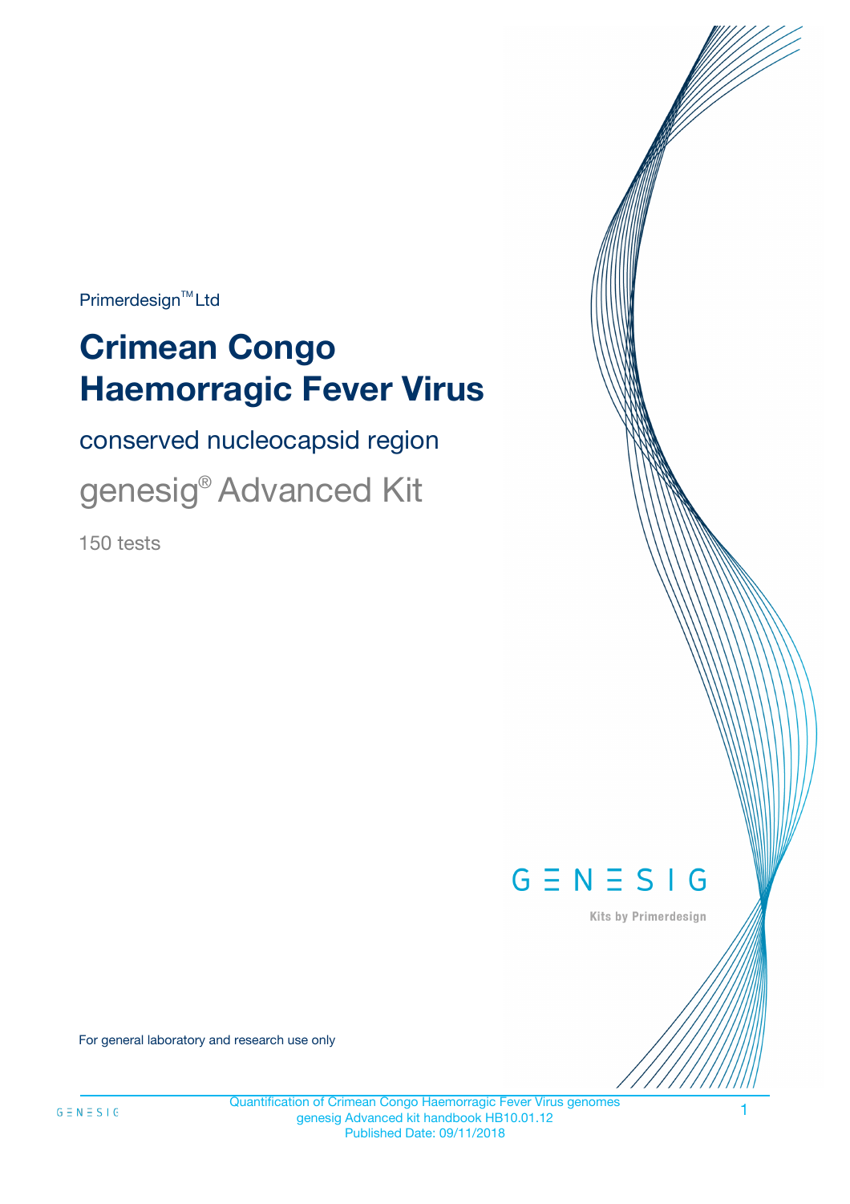Primerdesign™ Ltd

# Crimean Congo Haemorragic Fever Virus

## conserved nucleocapsid region

## genesig® Advanced Kit

150 tests

GENESIG

Kits by Primerdesign

For general laboratory and research use only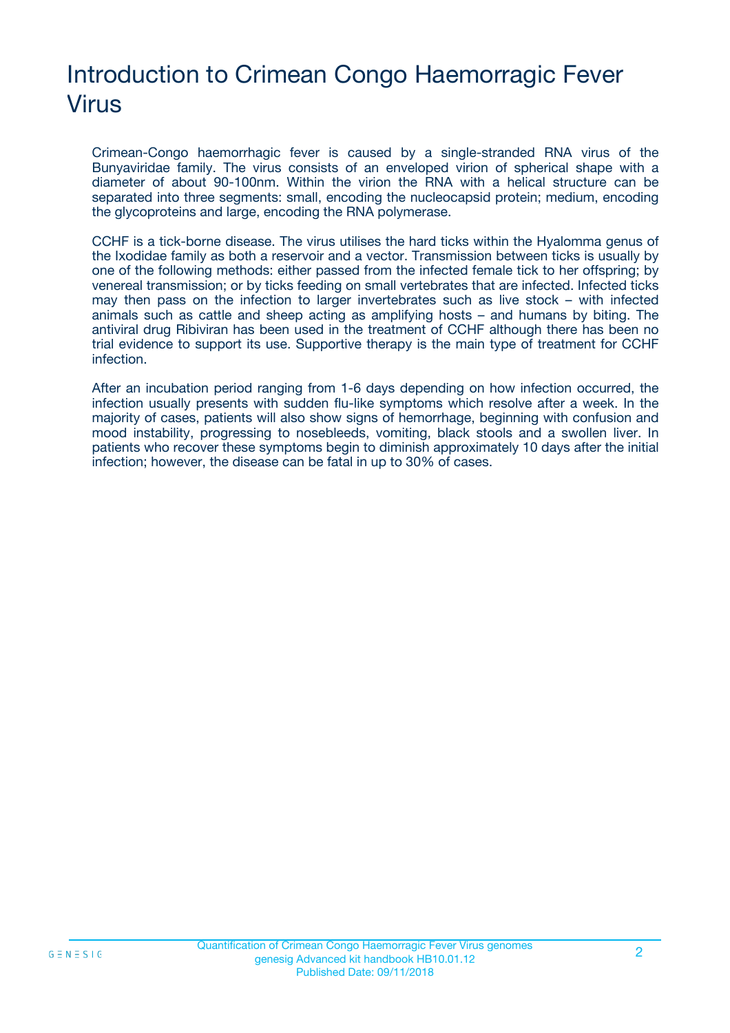# Introduction to Crimean Congo Haemorragic Fever Virus

Crimean-Congo haemorrhagic fever is caused by a single-stranded RNA virus of the Bunyaviridae family. The virus consists of an enveloped virion of spherical shape with a diameter of about 90-100nm. Within the virion the RNA with a helical structure can be separated into three segments: small, encoding the nucleocapsid protein; medium, encoding the glycoproteins and large, encoding the RNA polymerase.

CCHF is a tick-borne disease. The virus utilises the hard ticks within the Hyalomma genus of the Ixodidae family as both a reservoir and a vector. Transmission between ticks is usually by one of the following methods: either passed from the infected female tick to her offspring; by venereal transmission; or by ticks feeding on small vertebrates that are infected. Infected ticks may then pass on the infection to larger invertebrates such as live stock – with infected animals such as cattle and sheep acting as amplifying hosts – and humans by biting. The antiviral drug Ribiviran has been used in the treatment of CCHF although there has been no trial evidence to support its use. Supportive therapy is the main type of treatment for CCHF infection.

After an incubation period ranging from 1-6 days depending on how infection occurred, the infection usually presents with sudden flu-like symptoms which resolve after a week. In the majority of cases, patients will also show signs of hemorrhage, beginning with confusion and mood instability, progressing to nosebleeds, vomiting, black stools and a swollen liver. In patients who recover these symptoms begin to diminish approximately 10 days after the initial infection; however, the disease can be fatal in up to 30% of cases.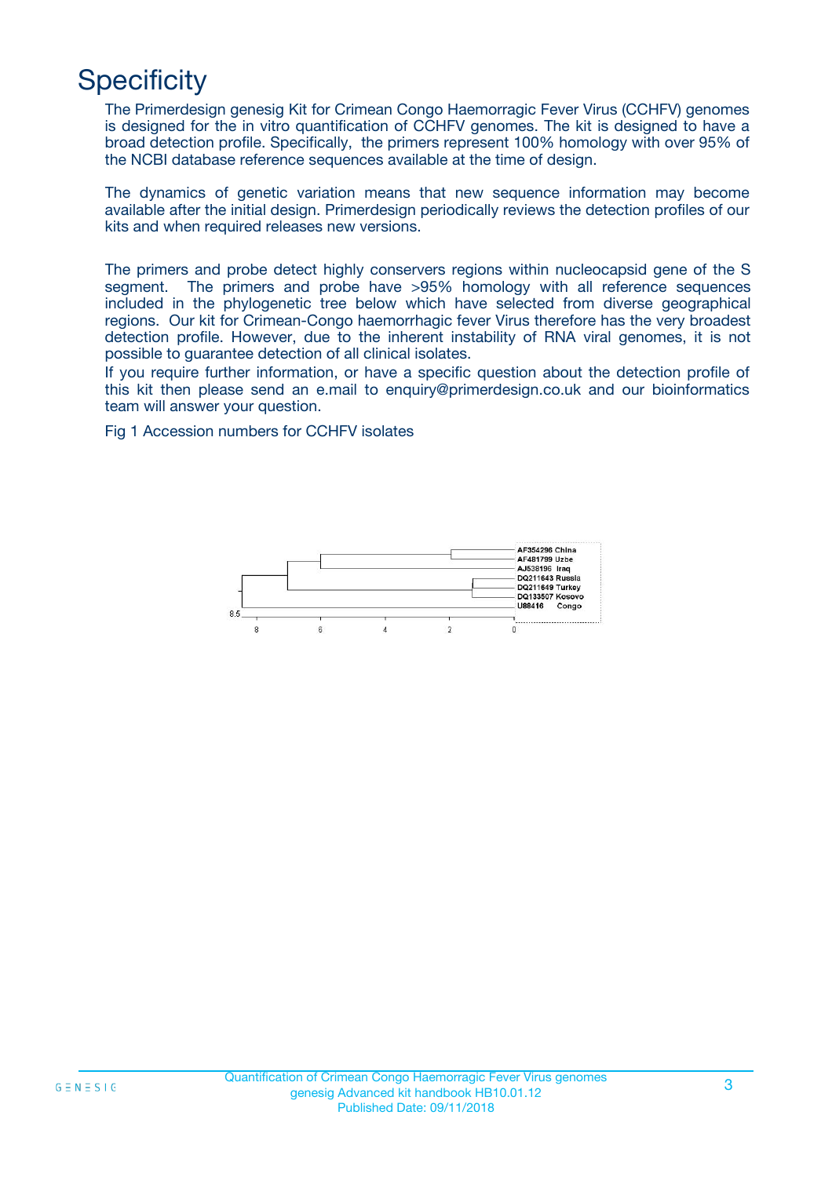# Specificity

The Primerdesign genesig Kit for Crimean Congo Haemorragic Fever Virus (CCHFV) genomes is designed for the in vitro quantification of CCHFV genomes. The kit is designed to have a broad detection profile. Specifically, the primers represent 100% homology with over 95% of the NCBI database reference sequences available at the time of design.

The dynamics of genetic variation means that new sequence information may become available after the initial design. Primerdesign periodically reviews the detection profiles of our kits and when required releases new versions.

The primers and probe detect highly conservers regions within nucleocapsid gene of the S segment. The primers and probe have >95% homology with all reference sequences included in the phylogenetic tree below which have selected from diverse geographical regions. Our kit for Crimean-Congo haemorrhagic fever Virus therefore has the very broadest detection profile. However, due to the inherent instability of RNA viral genomes, it is not possible to guarantee detection of all clinical isolates.

If you require further information, or have a specific question about the detection profile of this kit then please send an e.mail to enquiry@primerdesign.co.uk and our bioinformatics team will answer your question.

Fig 1 Accession numbers for CCHFV isolates

AF354296 China
AF481799 Uzbe
AJ538196 Iraq
DQ211643 Russia
DQ211649 Turkey
DQ133507 Kosovo
U88416 Congo

8.5

8 6 4 2 0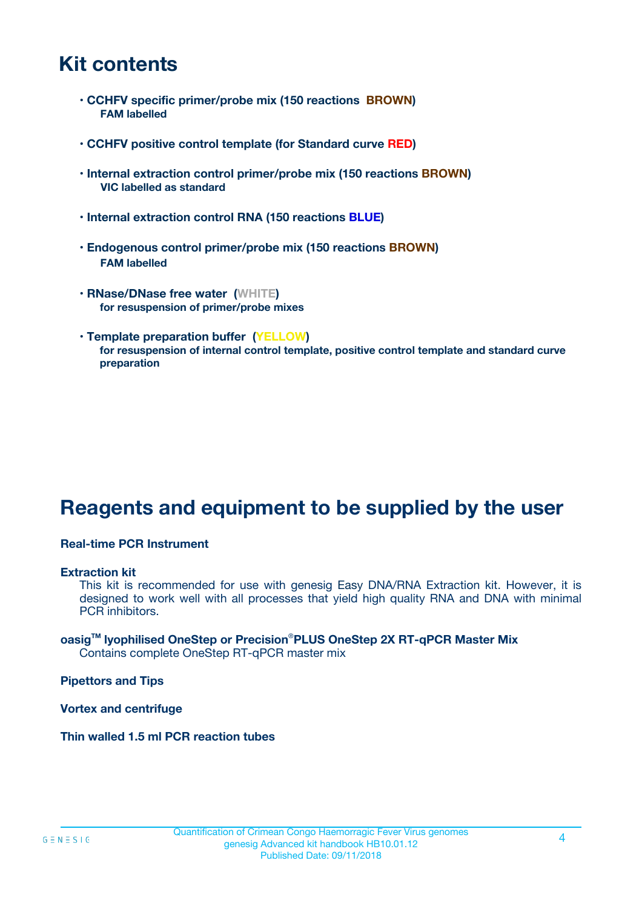# Kit contents

- **CCHFV specific primer/probe mix (150 reactions BROWN)**
  **FAM labelled**

- **CCHFV positive control template (for Standard curve RED)**

- **Internal extraction control primer/probe mix (150 reactions BROWN)**
  **VIC labelled as standard**

- **Internal extraction control RNA (150 reactions BLUE)**

- **Endogenous control primer/probe mix (150 reactions BROWN)**
  **FAM labelled**

- **RNase/DNase free water (WHITE)**
  **for resuspension of primer/probe mixes**

- **Template preparation buffer (YELLOW)**
  **for resuspension of internal control template, positive control template and standard curve preparation**

# Reagents and equipment to be supplied by the user

**Real-time PCR Instrument**

**Extraction kit**
This kit is recommended for use with genesig Easy DNA/RNA Extraction kit. However, it is designed to work well with all processes that yield high quality RNA and DNA with minimal PCR inhibitors.

**oasig™ lyophilised OneStep or Precision®PLUS OneStep 2X RT-qPCR Master Mix**
Contains complete OneStep RT-qPCR master mix

**Pipettors and Tips**

**Vortex and centrifuge**

**Thin walled 1.5 ml PCR reaction tubes**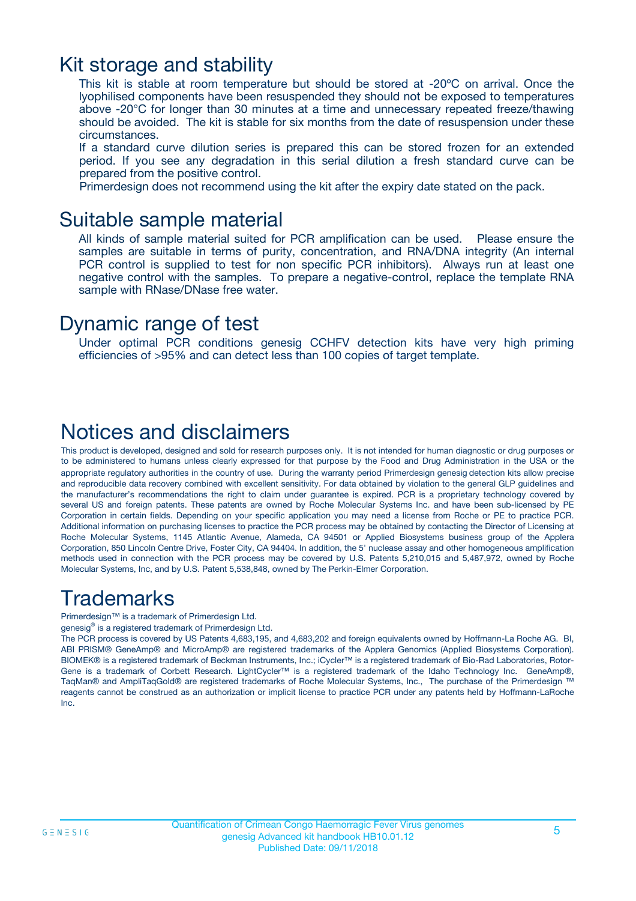# Kit storage and stability

This kit is stable at room temperature but should be stored at -20ºC on arrival. Once the lyophilised components have been resuspended they should not be exposed to temperatures above -20°C for longer than 30 minutes at a time and unnecessary repeated freeze/thawing should be avoided. The kit is stable for six months from the date of resuspension under these circumstances.

If a standard curve dilution series is prepared this can be stored frozen for an extended period. If you see any degradation in this serial dilution a fresh standard curve can be prepared from the positive control.

Primerdesign does not recommend using the kit after the expiry date stated on the pack.

# Suitable sample material

All kinds of sample material suited for PCR amplification can be used. Please ensure the samples are suitable in terms of purity, concentration, and RNA/DNA integrity (An internal PCR control is supplied to test for non specific PCR inhibitors). Always run at least one negative control with the samples. To prepare a negative-control, replace the template RNA sample with RNase/DNase free water.

# Dynamic range of test

Under optimal PCR conditions genesig CCHFV detection kits have very high priming efficiencies of >95% and can detect less than 100 copies of target template.

# Notices and disclaimers

This product is developed, designed and sold for research purposes only. It is not intended for human diagnostic or drug purposes or to be administered to humans unless clearly expressed for that purpose by the Food and Drug Administration in the USA or the appropriate regulatory authorities in the country of use. During the warranty period Primerdesign genesig detection kits allow precise and reproducible data recovery combined with excellent sensitivity. For data obtained by violation to the general GLP guidelines and the manufacturer's recommendations the right to claim under guarantee is expired. PCR is a proprietary technology covered by several US and foreign patents. These patents are owned by Roche Molecular Systems Inc. and have been sub-licensed by PE Corporation in certain fields. Depending on your specific application you may need a license from Roche or PE to practice PCR. Additional information on purchasing licenses to practice the PCR process may be obtained by contacting the Director of Licensing at Roche Molecular Systems, 1145 Atlantic Avenue, Alameda, CA 94501 or Applied Biosystems business group of the Applera Corporation, 850 Lincoln Centre Drive, Foster City, CA 94404. In addition, the 5' nuclease assay and other homogeneous amplification methods used in connection with the PCR process may be covered by U.S. Patents 5,210,015 and 5,487,972, owned by Roche Molecular Systems, Inc, and by U.S. Patent 5,538,848, owned by The Perkin-Elmer Corporation.

# Trademarks

Primerdesign™ is a trademark of Primerdesign Ltd.

genesig® is a registered trademark of Primerdesign Ltd.

The PCR process is covered by US Patents 4,683,195, and 4,683,202 and foreign equivalents owned by Hoffmann-La Roche AG. BI, ABI PRISM® GeneAmp® and MicroAmp® are registered trademarks of the Applera Genomics (Applied Biosystems Corporation). BIOMEK® is a registered trademark of Beckman Instruments, Inc.; iCycler™ is a registered trademark of Bio-Rad Laboratories, Rotor-Gene is a trademark of Corbett Research. LightCycler™ is a registered trademark of the Idaho Technology Inc. GeneAmp®, TaqMan® and AmpliTaqGold® are registered trademarks of Roche Molecular Systems, Inc., The purchase of the Primerdesign ™ reagents cannot be construed as an authorization or implicit license to practice PCR under any patents held by Hoffmann-LaRoche Inc.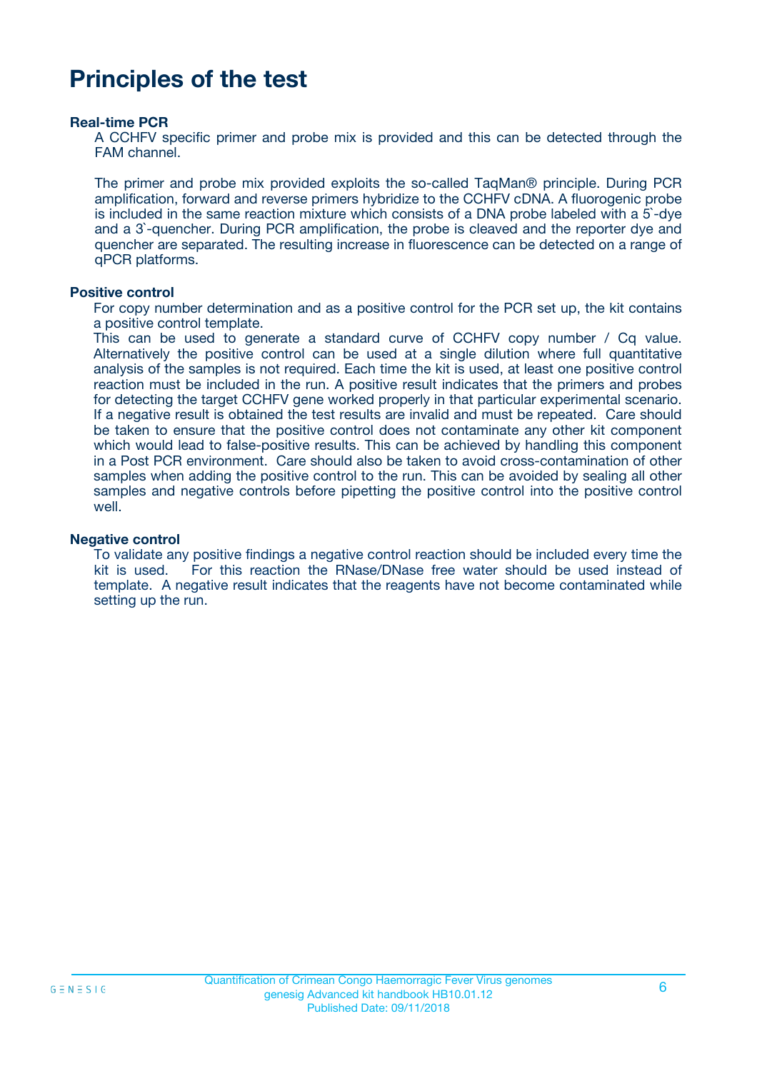# Principles of the test

### Real-time PCR

A CCHFV specific primer and probe mix is provided and this can be detected through the FAM channel.

The primer and probe mix provided exploits the so-called TaqMan® principle. During PCR amplification, forward and reverse primers hybridize to the CCHFV cDNA. A fluorogenic probe is included in the same reaction mixture which consists of a DNA probe labeled with a 5`-dye and a 3`-quencher. During PCR amplification, the probe is cleaved and the reporter dye and quencher are separated. The resulting increase in fluorescence can be detected on a range of qPCR platforms.

### Positive control

For copy number determination and as a positive control for the PCR set up, the kit contains a positive control template.
This can be used to generate a standard curve of CCHFV copy number / Cq value. Alternatively the positive control can be used at a single dilution where full quantitative analysis of the samples is not required. Each time the kit is used, at least one positive control reaction must be included in the run. A positive result indicates that the primers and probes for detecting the target CCHFV gene worked properly in that particular experimental scenario. If a negative result is obtained the test results are invalid and must be repeated. Care should be taken to ensure that the positive control does not contaminate any other kit component which would lead to false-positive results. This can be achieved by handling this component in a Post PCR environment. Care should also be taken to avoid cross-contamination of other samples when adding the positive control to the run. This can be avoided by sealing all other samples and negative controls before pipetting the positive control into the positive control well.

### Negative control

To validate any positive findings a negative control reaction should be included every time the kit is used. For this reaction the RNase/DNase free water should be used instead of template. A negative result indicates that the reagents have not become contaminated while setting up the run.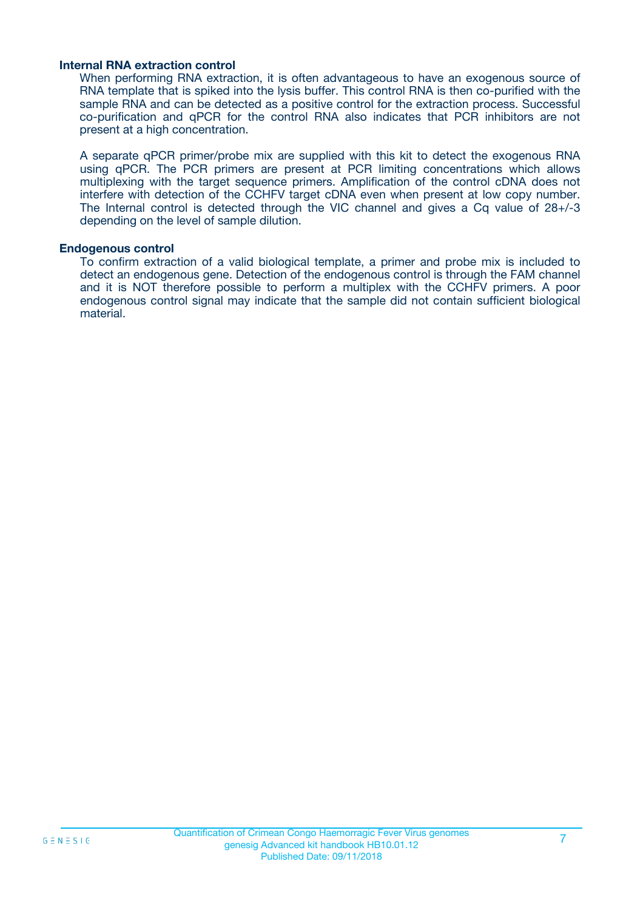**Internal RNA extraction control**

When performing RNA extraction, it is often advantageous to have an exogenous source of RNA template that is spiked into the lysis buffer. This control RNA is then co-purified with the sample RNA and can be detected as a positive control for the extraction process. Successful co-purification and qPCR for the control RNA also indicates that PCR inhibitors are not present at a high concentration.

A separate qPCR primer/probe mix are supplied with this kit to detect the exogenous RNA using qPCR. The PCR primers are present at PCR limiting concentrations which allows multiplexing with the target sequence primers. Amplification of the control cDNA does not interfere with detection of the CCHFV target cDNA even when present at low copy number. The Internal control is detected through the VIC channel and gives a Cq value of 28+/-3 depending on the level of sample dilution.

**Endogenous control**

To confirm extraction of a valid biological template, a primer and probe mix is included to detect an endogenous gene. Detection of the endogenous control is through the FAM channel and it is NOT therefore possible to perform a multiplex with the CCHFV primers. A poor endogenous control signal may indicate that the sample did not contain sufficient biological material.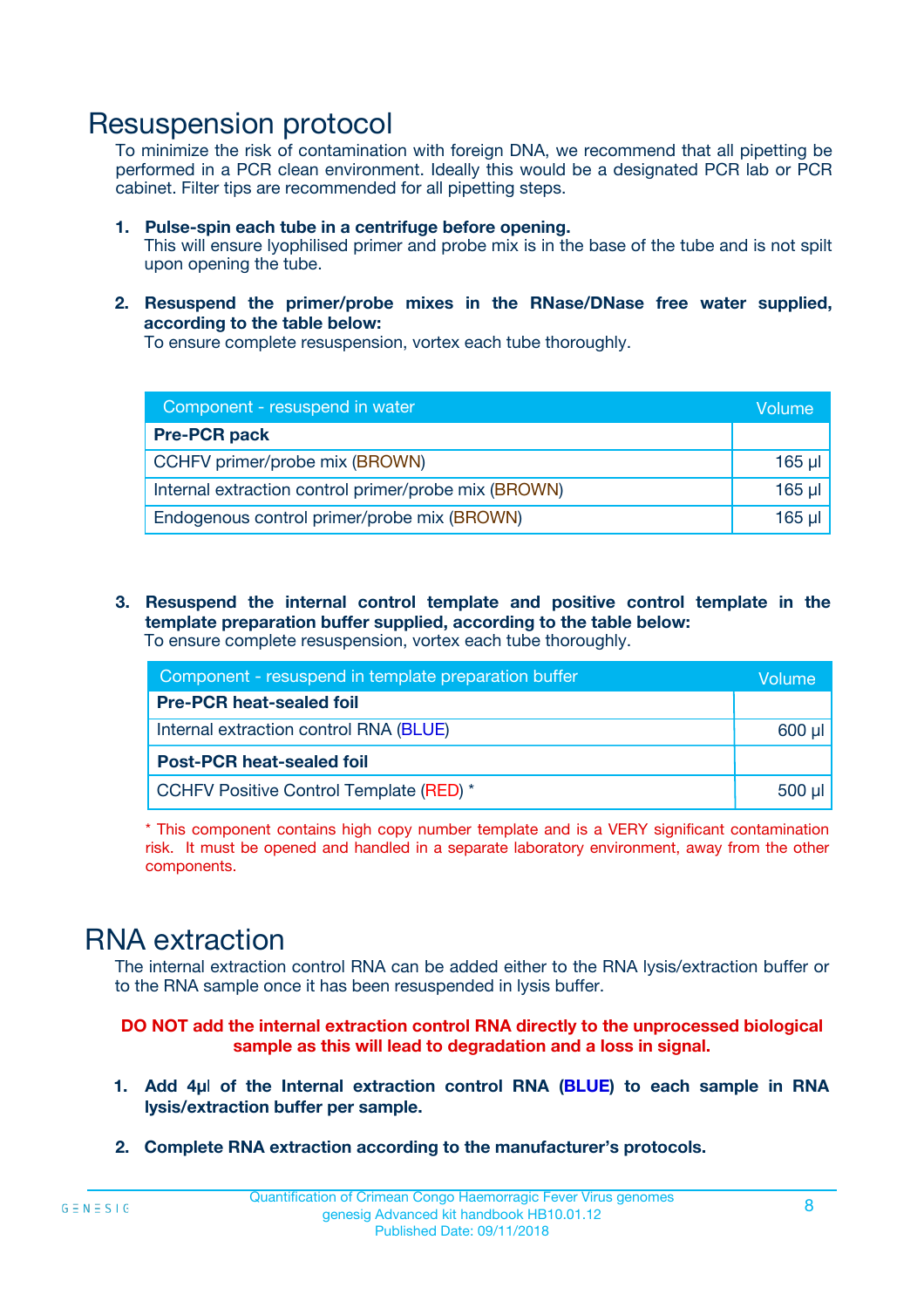# Resuspension protocol

To minimize the risk of contamination with foreign DNA, we recommend that all pipetting be performed in a PCR clean environment. Ideally this would be a designated PCR lab or PCR cabinet. Filter tips are recommended for all pipetting steps.

1. **Pulse-spin each tube in a centrifuge before opening.**
   This will ensure lyophilised primer and probe mix is in the base of the tube and is not spilt upon opening the tube.

2. **Resuspend the primer/probe mixes in the RNase/DNase free water supplied, according to the table below:**
   To ensure complete resuspension, vortex each tube thoroughly.

| Component - resuspend in water | Volume |
|---|---|
| **Pre-PCR pack** | |
| CCHFV primer/probe mix (BROWN) | 165 µl |
| Internal extraction control primer/probe mix (BROWN) | 165 µl |
| Endogenous control primer/probe mix (BROWN) | 165 µl |

3. **Resuspend the internal control template and positive control template in the template preparation buffer supplied, according to the table below:**
   To ensure complete resuspension, vortex each tube thoroughly.

| Component - resuspend in template preparation buffer | Volume |
|---|---|
| **Pre-PCR heat-sealed foil** | |
| Internal extraction control RNA (BLUE) | 600 µl |
| **Post-PCR heat-sealed foil** | |
| CCHFV Positive Control Template (RED) * | 500 µl |

* This component contains high copy number template and is a VERY significant contamination risk. It must be opened and handled in a separate laboratory environment, away from the other components.

# RNA extraction

The internal extraction control RNA can be added either to the RNA lysis/extraction buffer or to the RNA sample once it has been resuspended in lysis buffer.

**DO NOT add the internal extraction control RNA directly to the unprocessed biological sample as this will lead to degradation and a loss in signal.**

1. **Add 4µl of the Internal extraction control RNA (BLUE) to each sample in RNA lysis/extraction buffer per sample.**

2. **Complete RNA extraction according to the manufacturer's protocols.**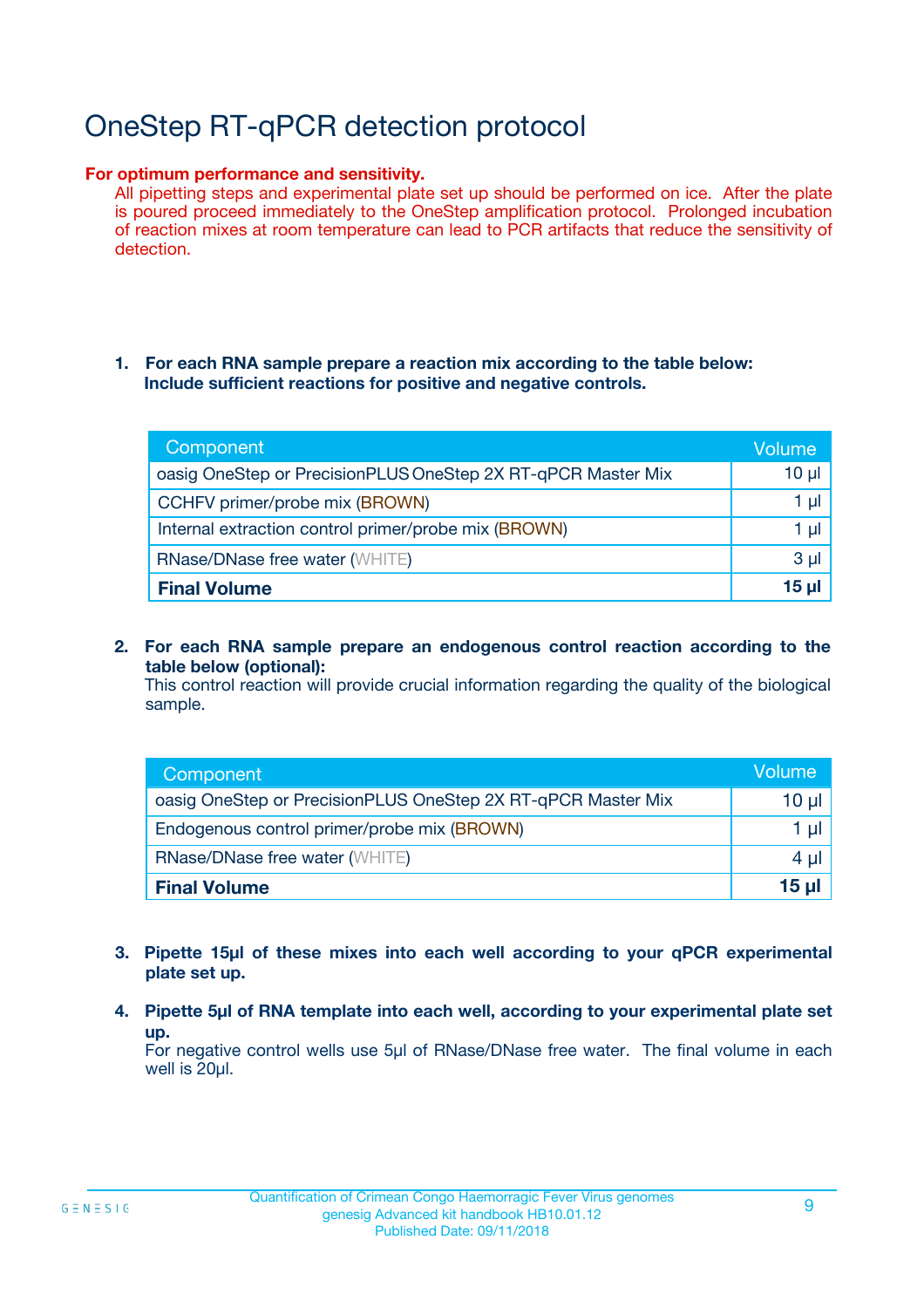# OneStep RT-qPCR detection protocol

**For optimum performance and sensitivity.**

All pipetting steps and experimental plate set up should be performed on ice. After the plate is poured proceed immediately to the OneStep amplification protocol. Prolonged incubation of reaction mixes at room temperature can lead to PCR artifacts that reduce the sensitivity of detection.

1. **For each RNA sample prepare a reaction mix according to the table below: Include sufficient reactions for positive and negative controls.**

| Component | Volume |
| --- | --- |
| oasig OneStep or PrecisionPLUS OneStep 2X RT-qPCR Master Mix | 10 µl |
| CCHFV primer/probe mix (BROWN) | 1 µl |
| Internal extraction control primer/probe mix (BROWN) | 1 µl |
| RNase/DNase free water (WHITE) | 3 µl |
| **Final Volume** | **15 µl** |

2. **For each RNA sample prepare an endogenous control reaction according to the table below (optional):**
   This control reaction will provide crucial information regarding the quality of the biological sample.

| Component | Volume |
| --- | --- |
| oasig OneStep or PrecisionPLUS OneStep 2X RT-qPCR Master Mix | 10 µl |
| Endogenous control primer/probe mix (BROWN) | 1 µl |
| RNase/DNase free water (WHITE) | 4 µl |
| **Final Volume** | **15 µl** |

3. **Pipette 15µl of these mixes into each well according to your qPCR experimental plate set up.**

4. **Pipette 5µl of RNA template into each well, according to your experimental plate set up.**
   For negative control wells use 5µl of RNase/DNase free water. The final volume in each well is 20µl.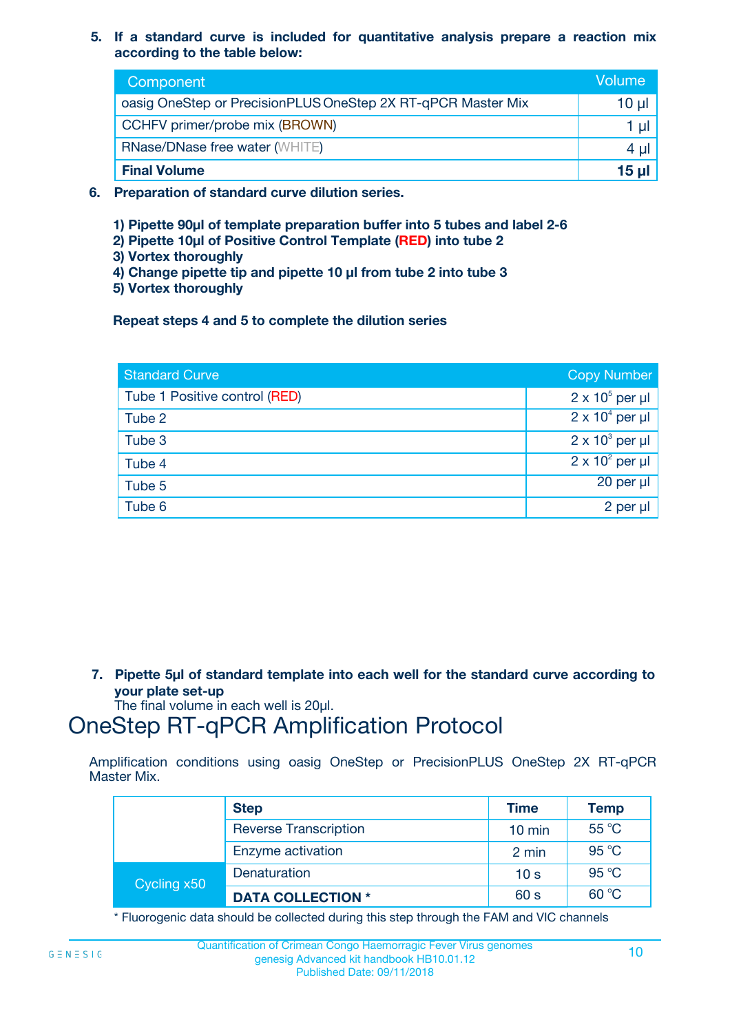5. **If a standard curve is included for quantitative analysis prepare a reaction mix according to the table below:**

| Component | Volume |
|---|---|
| oasig OneStep or PrecisionPLUS OneStep 2X RT-qPCR Master Mix | 10 µl |
| CCHFV primer/probe mix (BROWN) | 1 µl |
| RNase/DNase free water (WHITE) | 4 µl |
| **Final Volume** | **15 µl** |

6. **Preparation of standard curve dilution series.**

   **1) Pipette 90µl of template preparation buffer into 5 tubes and label 2-6**
   **2) Pipette 10µl of Positive Control Template (RED) into tube 2**
   **3) Vortex thoroughly**
   **4) Change pipette tip and pipette 10 µl from tube 2 into tube 3**
   **5) Vortex thoroughly**

   **Repeat steps 4 and 5 to complete the dilution series**

| Standard Curve | Copy Number |
|---|---|
| Tube 1 Positive control (RED) | $2 \times 10^5$ per µl |
| Tube 2 | $2 \times 10^4$ per µl |
| Tube 3 | $2 \times 10^3$ per µl |
| Tube 4 | $2 \times 10^2$ per µl |
| Tube 5 | 20 per µl |
| Tube 6 | 2 per µl |

7. **Pipette 5µl of standard template into each well for the standard curve according to your plate set-up**
   The final volume in each well is 20µl.

# OneStep RT-qPCR Amplification Protocol

Amplification conditions using oasig OneStep or PrecisionPLUS OneStep 2X RT-qPCR Master Mix.

| | Step | Time | Temp |
|---|---|---|---|
| | Reverse Transcription | 10 min | 55 °C |
| | Enzyme activation | 2 min | 95 °C |
| Cycling x50 | Denaturation | 10 s | 95 °C |
| | **DATA COLLECTION *** | 60 s | 60 °C |

* Fluorogenic data should be collected during this step through the FAM and VIC channels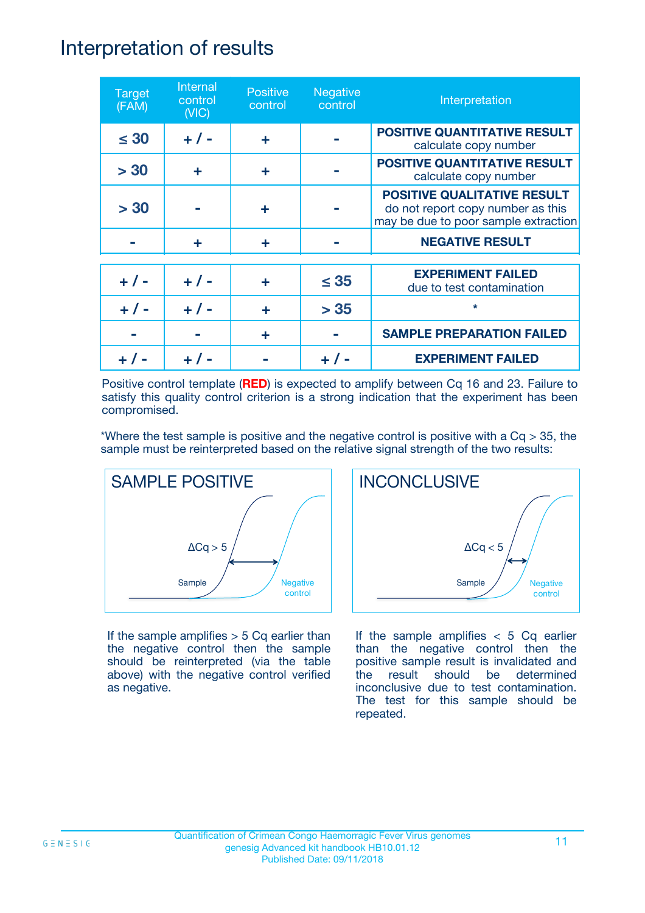# Interpretation of results

| Target (FAM) | Internal control (VIC) | Positive control | Negative control | Interpretation |
|---|---|---|---|---|
| ≤ 30 | + / - | + | - | **POSITIVE QUANTITATIVE RESULT** calculate copy number |
| > 30 | + | + | - | **POSITIVE QUANTITATIVE RESULT** calculate copy number |
| > 30 | - | + | - | **POSITIVE QUALITATIVE RESULT** do not report copy number as this may be due to poor sample extraction |
| - | + | + | - | **NEGATIVE RESULT** |
| + / - | + / - | + | ≤ 35 | **EXPERIMENT FAILED** due to test contamination |
| + / - | + / - | + | > 35 | * |
| - | - | + | - | **SAMPLE PREPARATION FAILED** |
| + / - | + / - | - | + / - | **EXPERIMENT FAILED** |

Positive control template (**RED**) is expected to amplify between Cq 16 and 23. Failure to satisfy this quality control criterion is a strong indication that the experiment has been compromised.

*Where the test sample is positive and the negative control is positive with a Cq > 35, the sample must be reinterpreted based on the relative signal strength of the two results:

**SAMPLE POSITIVE**

If the sample amplifies > 5 Cq earlier than the negative control then the sample should be reinterpreted (via the table above) with the negative control verified as negative.

**INCONCLUSIVE**

If the sample amplifies < 5 Cq earlier than the negative control then the positive sample result is invalidated and the result should be determined inconclusive due to test contamination. The test for this sample should be repeated.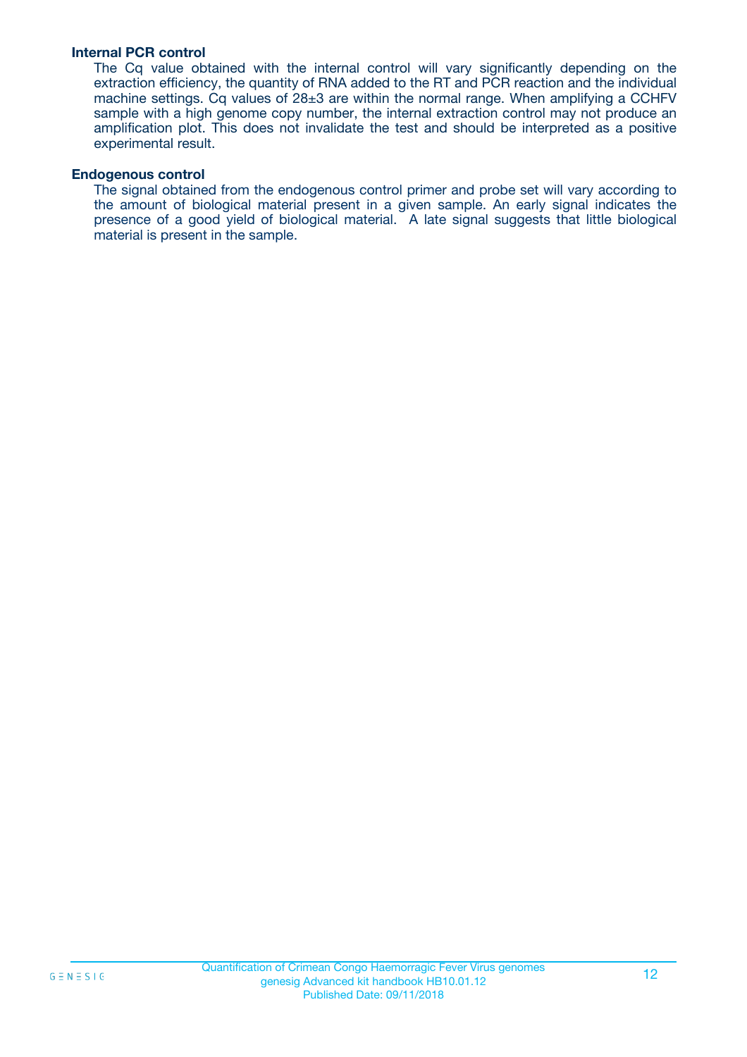### Internal PCR control

The Cq value obtained with the internal control will vary significantly depending on the extraction efficiency, the quantity of RNA added to the RT and PCR reaction and the individual machine settings. Cq values of $28 \pm 3$ are within the normal range. When amplifying a CCHFV sample with a high genome copy number, the internal extraction control may not produce an amplification plot. This does not invalidate the test and should be interpreted as a positive experimental result.

### Endogenous control

The signal obtained from the endogenous control primer and probe set will vary according to the amount of biological material present in a given sample. An early signal indicates the presence of a good yield of biological material. A late signal suggests that little biological material is present in the sample.